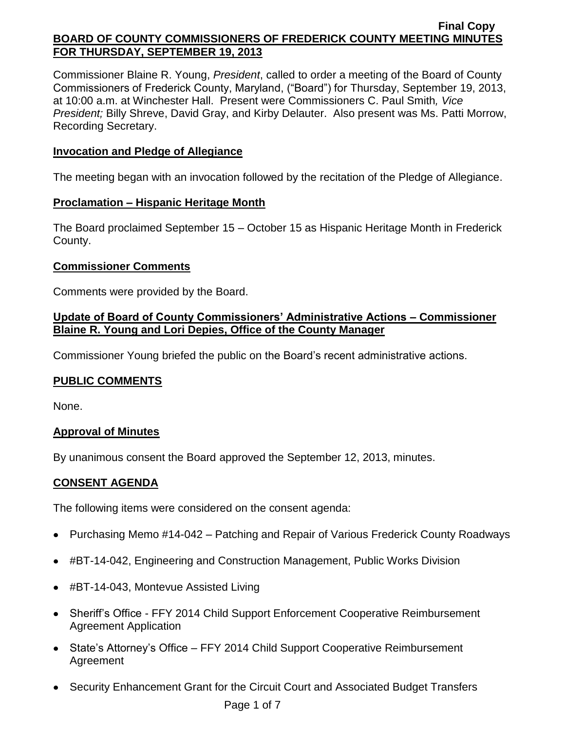Final Copy

# BOARD OF COUNTY COMMISSIONERS OF FREDERICK COUNTY MEETING MINUTES FOR THURSDAY, SEPTEMBER 19, 2013

Commissioner Blaine R. Young, *President*, called to order a meeting of the Board of County Commissioners of Frederick County, Maryland, ("Board") for Thursday, September 19, 2013, at 10:00 a.m. at Winchester Hall. Present were Commissioners C. Paul Smith*, Vice President;* Billy Shreve, David Gray, and Kirby Delauter. Also present was Ms. Patti Morrow, Recording Secretary.

## Invocation and Pledge of Allegiance

The meeting began with an invocation followed by the recitation of the Pledge of Allegiance.

## Proclamation – Hispanic Heritage Month

The Board proclaimed September 15 – October 15 as Hispanic Heritage Month in Frederick County.

## Commissioner Comments

Comments were provided by the Board.

## Update of Board of County Commissioners' Administrative Actions – Commissioner Blaine R. Young and Lori Depies, Office of the County Manager

Commissioner Young briefed the public on the Board's recent administrative actions.

## PUBLIC COMMENTS

None.

## Approval of Minutes

By unanimous consent the Board approved the September 12, 2013, minutes.

## CONSENT AGENDA

The following items were considered on the consent agenda:

- Purchasing Memo #14-042 – Patching and Repair of Various Frederick County Roadways
- #BT-14-042, Engineering and Construction Management, Public Works Division
- #BT-14-043, Montevue Assisted Living
- Sheriff's Office - FFY 2014 Child Support Enforcement Cooperative Reimbursement Agreement Application
- State's Attorney's Office – FFY 2014 Child Support Cooperative Reimbursement Agreement
- Security Enhancement Grant for the Circuit Court and Associated Budget Transfers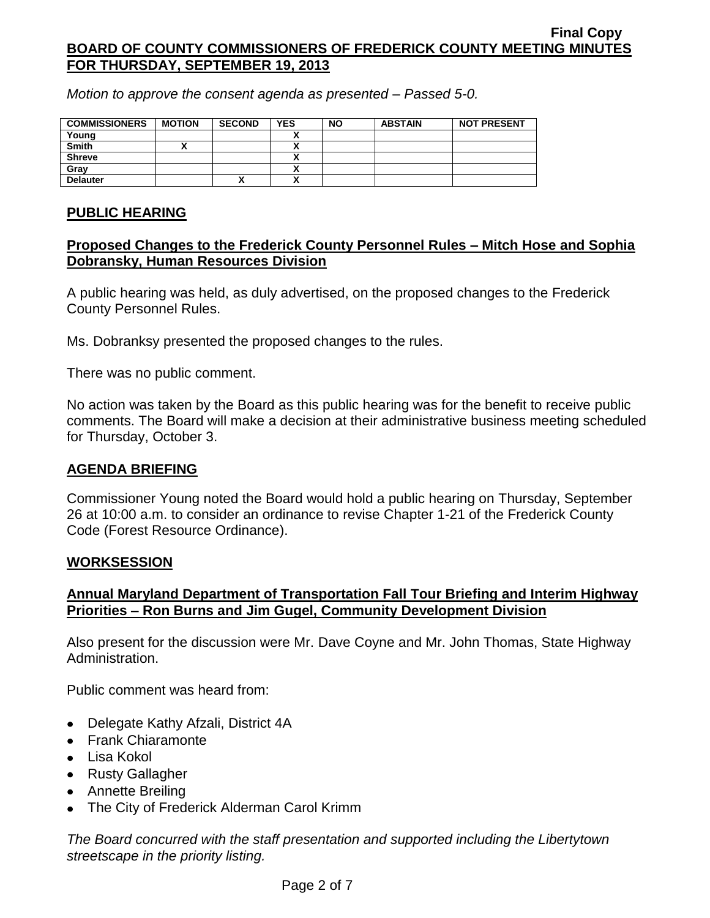*Motion to approve the consent agenda as presented – Passed 5-0.*

| COMMISSIONERS | MOTION | SECOND | YES | NO | ABSTAIN | NOT PRESENT |
|---|---|---|---|---|---|---|
| Young | | | X | | | |
| Smith | X | | X | | | |
| Shreve | | | X | | | |
| Gray | | | X | | | |
| Delauter | | X | X | | | |

## PUBLIC HEARING

### Proposed Changes to the Frederick County Personnel Rules – Mitch Hose and Sophia Dobransky, Human Resources Division

A public hearing was held, as duly advertised, on the proposed changes to the Frederick County Personnel Rules.

Ms. Dobranksy presented the proposed changes to the rules.

There was no public comment.

No action was taken by the Board as this public hearing was for the benefit to receive public comments. The Board will make a decision at their administrative business meeting scheduled for Thursday, October 3.

## AGENDA BRIEFING

Commissioner Young noted the Board would hold a public hearing on Thursday, September 26 at 10:00 a.m. to consider an ordinance to revise Chapter 1-21 of the Frederick County Code (Forest Resource Ordinance).

## WORKSESSION

### Annual Maryland Department of Transportation Fall Tour Briefing and Interim Highway Priorities – Ron Burns and Jim Gugel, Community Development Division

Also present for the discussion were Mr. Dave Coyne and Mr. John Thomas, State Highway Administration.

Public comment was heard from:

- Delegate Kathy Afzali, District 4A
- Frank Chiaramonte
- Lisa Kokol
- Rusty Gallagher
- Annette Breiling
- The City of Frederick Alderman Carol Krimm

*The Board concurred with the staff presentation and supported including the Libertytown streetscape in the priority listing.*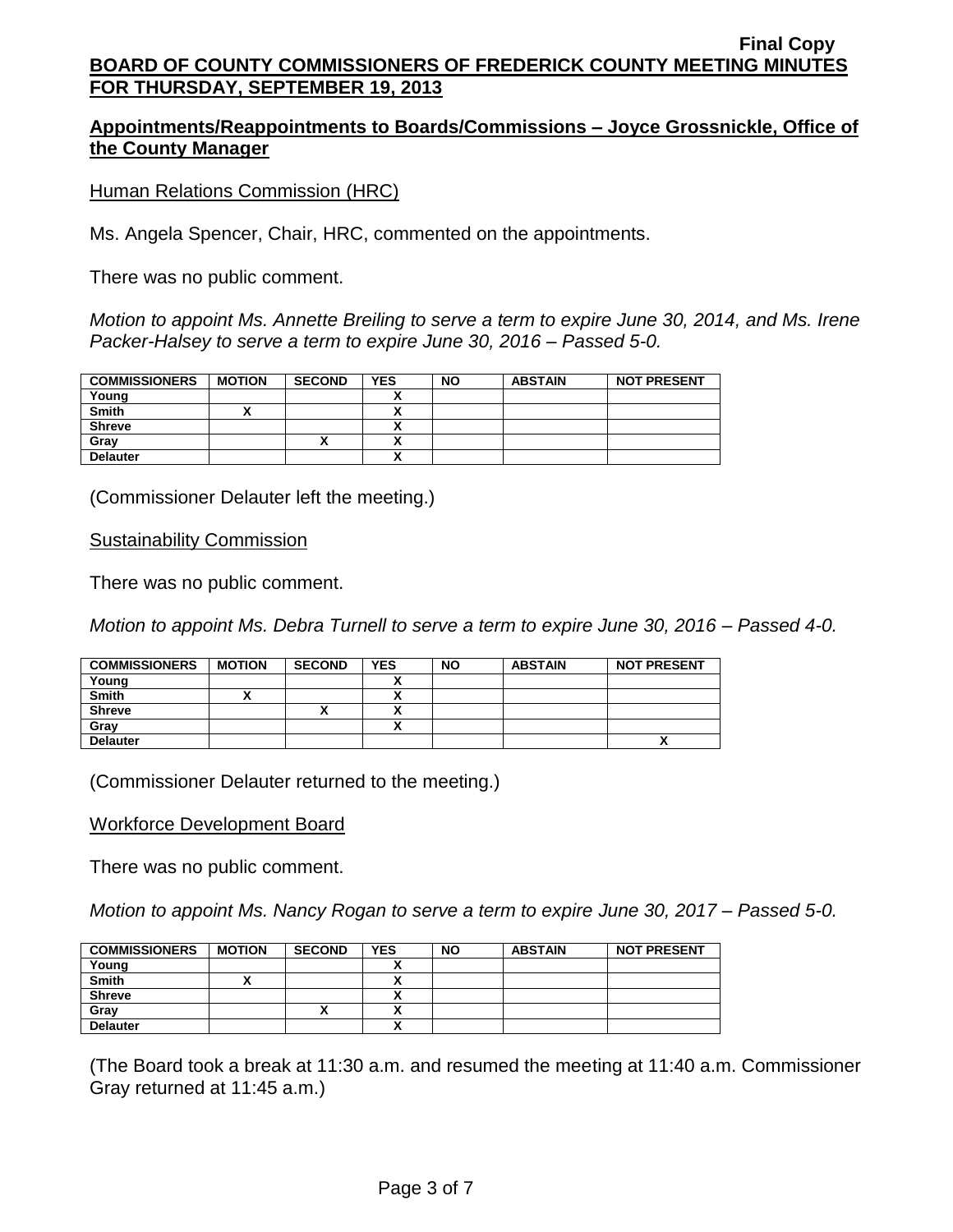Final Copy

**BOARD OF COUNTY COMMISSIONERS OF FREDERICK COUNTY MEETING MINUTES FOR THURSDAY, SEPTEMBER 19, 2013**

## Appointments/Reappointments to Boards/Commissions – Joyce Grossnickle, Office of the County Manager

Human Relations Commission (HRC)

Ms. Angela Spencer, Chair, HRC, commented on the appointments.

There was no public comment.

*Motion to appoint Ms. Annette Breiling to serve a term to expire June 30, 2014, and Ms. Irene Packer-Halsey to serve a term to expire June 30, 2016 – Passed 5-0.*

| COMMISSIONERS | MOTION | SECOND | YES | NO | ABSTAIN | NOT PRESENT |
|---|---|---|---|---|---|---|
| Young | | | X | | | |
| Smith | X | | X | | | |
| Shreve | | | X | | | |
| Gray | | X | X | | | |
| Delauter | | | X | | | |

(Commissioner Delauter left the meeting.)

Sustainability Commission

There was no public comment.

*Motion to appoint Ms. Debra Turnell to serve a term to expire June 30, 2016 – Passed 4-0.*

| COMMISSIONERS | MOTION | SECOND | YES | NO | ABSTAIN | NOT PRESENT |
|---|---|---|---|---|---|---|
| Young | | | X | | | |
| Smith | X | | X | | | |
| Shreve | | X | X | | | |
| Gray | | | X | | | |
| Delauter | | | | | | X |

(Commissioner Delauter returned to the meeting.)

Workforce Development Board

There was no public comment.

*Motion to appoint Ms. Nancy Rogan to serve a term to expire June 30, 2017 – Passed 5-0.*

| COMMISSIONERS | MOTION | SECOND | YES | NO | ABSTAIN | NOT PRESENT |
|---|---|---|---|---|---|---|
| Young | | | X | | | |
| Smith | X | | X | | | |
| Shreve | | | X | | | |
| Gray | | X | X | | | |
| Delauter | | | X | | | |

(The Board took a break at 11:30 a.m. and resumed the meeting at 11:40 a.m. Commissioner Gray returned at 11:45 a.m.)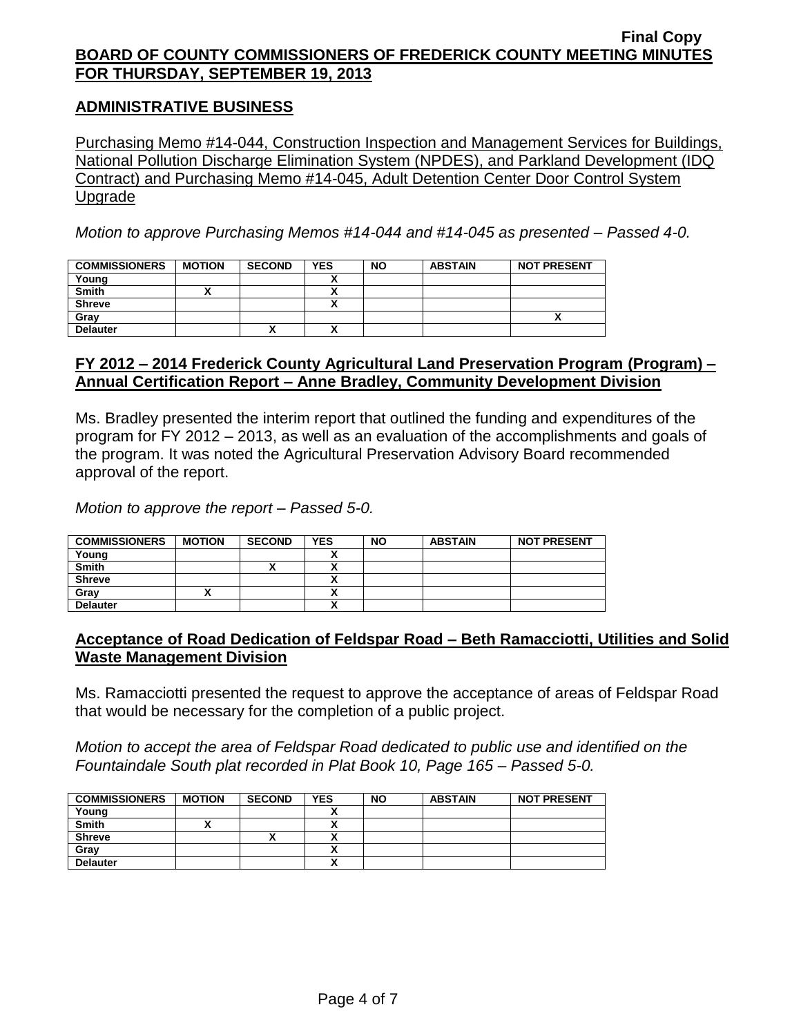## ADMINISTRATIVE BUSINESS

Purchasing Memo #14-044, Construction Inspection and Management Services for Buildings, National Pollution Discharge Elimination System (NPDES), and Parkland Development (IDQ Contract) and Purchasing Memo #14-045, Adult Detention Center Door Control System Upgrade

*Motion to approve Purchasing Memos #14-044 and #14-045 as presented – Passed 4-0.*

| COMMISSIONERS | MOTION | SECOND | YES | NO | ABSTAIN | NOT PRESENT |
|---|---|---|---|---|---|---|
| Young | | | X | | | |
| Smith | X | | X | | | |
| Shreve | | | X | | | |
| Gray | | | | | | X |
| Delauter | | X | X | | | |

## FY 2012 – 2014 Frederick County Agricultural Land Preservation Program (Program) – Annual Certification Report – Anne Bradley, Community Development Division

Ms. Bradley presented the interim report that outlined the funding and expenditures of the program for FY 2012 – 2013, as well as an evaluation of the accomplishments and goals of the program. It was noted the Agricultural Preservation Advisory Board recommended approval of the report.

*Motion to approve the report – Passed 5-0.*

| COMMISSIONERS | MOTION | SECOND | YES | NO | ABSTAIN | NOT PRESENT |
|---|---|---|---|---|---|---|
| Young | | | X | | | |
| Smith | | X | X | | | |
| Shreve | | | X | | | |
| Gray | X | | X | | | |
| Delauter | | | X | | | |

## Acceptance of Road Dedication of Feldspar Road – Beth Ramacciotti, Utilities and Solid Waste Management Division

Ms. Ramacciotti presented the request to approve the acceptance of areas of Feldspar Road that would be necessary for the completion of a public project.

*Motion to accept the area of Feldspar Road dedicated to public use and identified on the Fountaindale South plat recorded in Plat Book 10, Page 165 – Passed 5-0.*

| COMMISSIONERS | MOTION | SECOND | YES | NO | ABSTAIN | NOT PRESENT |
|---|---|---|---|---|---|---|
| Young | | | X | | | |
| Smith | X | | X | | | |
| Shreve | | X | X | | | |
| Gray | | | X | | | |
| Delauter | | | X | | | |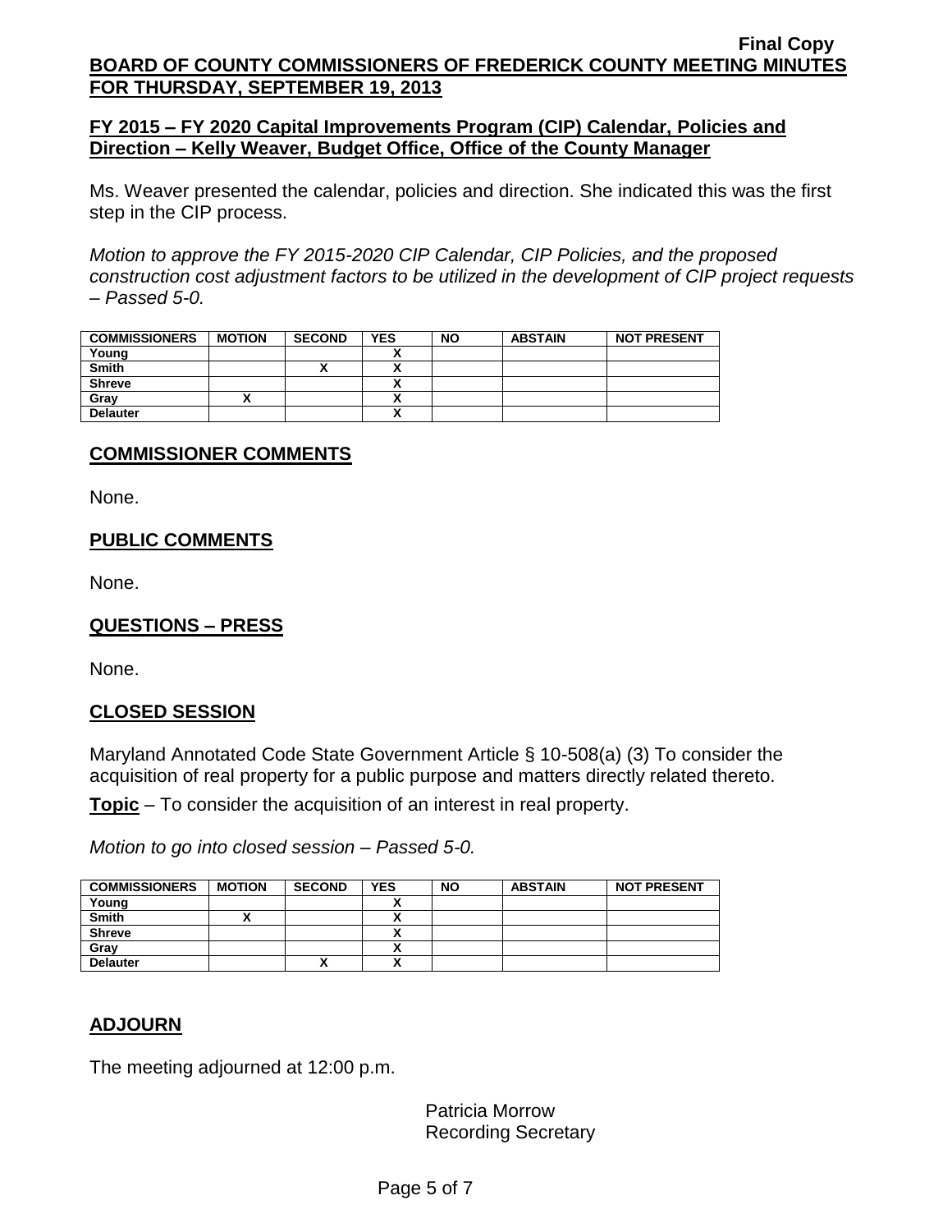## FY 2015 – FY 2020 Capital Improvements Program (CIP) Calendar, Policies and Direction – Kelly Weaver, Budget Office, Office of the County Manager

Ms. Weaver presented the calendar, policies and direction. She indicated this was the first step in the CIP process.

*Motion to approve the FY 2015-2020 CIP Calendar, CIP Policies, and the proposed construction cost adjustment factors to be utilized in the development of CIP project requests – Passed 5-0.*

| COMMISSIONERS | MOTION | SECOND | YES | NO | ABSTAIN | NOT PRESENT |
|---|---|---|---|---|---|---|
| Young | | | X | | | |
| Smith | | X | X | | | |
| Shreve | | | X | | | |
| Gray | X | | X | | | |
| Delauter | | | X | | | |

## COMMISSIONER COMMENTS

None.

## PUBLIC COMMENTS

None.

## QUESTIONS – PRESS

None.

## CLOSED SESSION

Maryland Annotated Code State Government Article § 10-508(a) (3) To consider the acquisition of real property for a public purpose and matters directly related thereto.

**Topic** – To consider the acquisition of an interest in real property.

*Motion to go into closed session – Passed 5-0.*

| COMMISSIONERS | MOTION | SECOND | YES | NO | ABSTAIN | NOT PRESENT |
|---|---|---|---|---|---|---|
| Young | | | X | | | |
| Smith | X | | X | | | |
| Shreve | | | X | | | |
| Gray | | | X | | | |
| Delauter | | X | X | | | |

## ADJOURN

The meeting adjourned at 12:00 p.m.

Patricia Morrow
Recording Secretary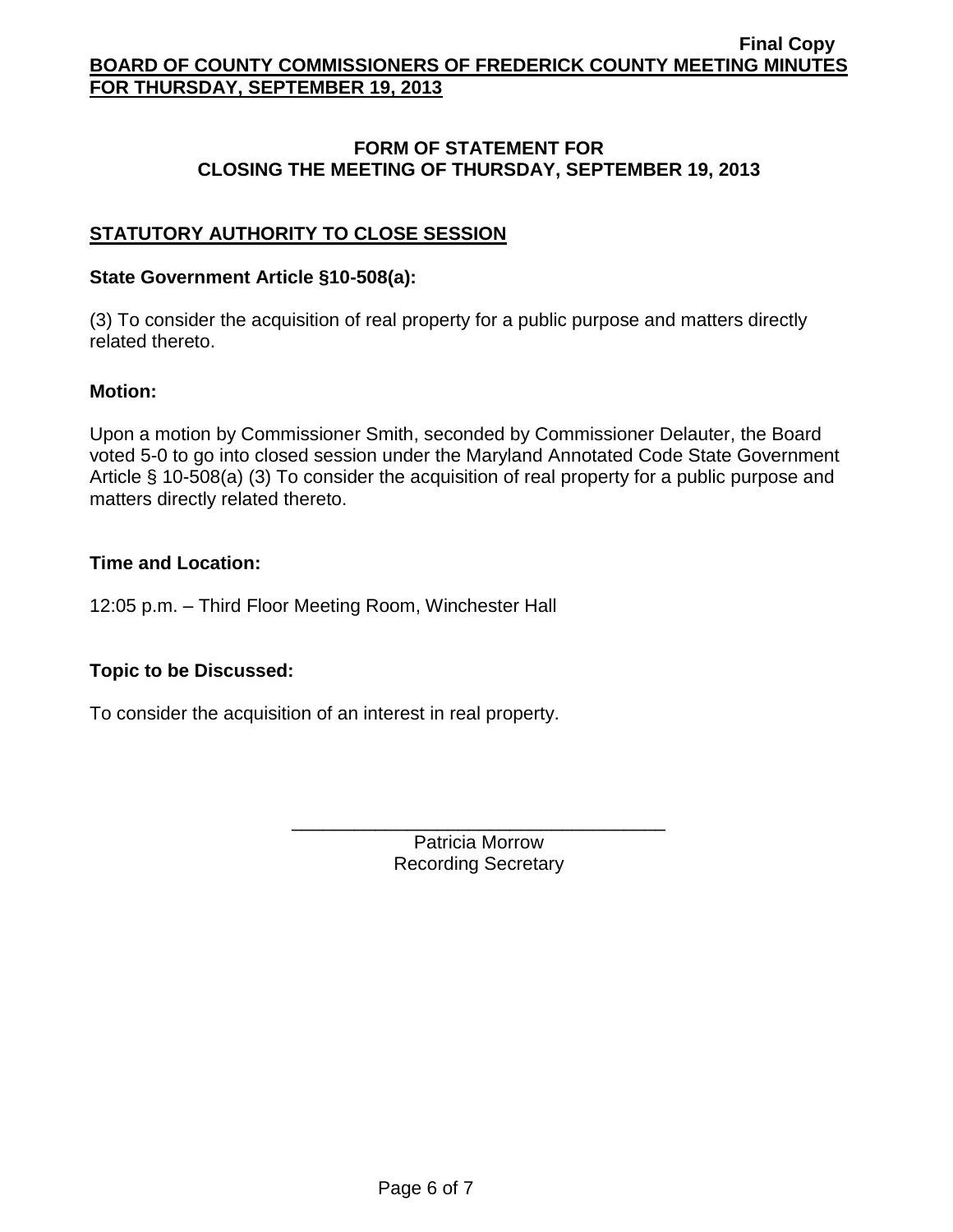## FORM OF STATEMENT FOR CLOSING THE MEETING OF THURSDAY, SEPTEMBER 19, 2013

### STATUTORY AUTHORITY TO CLOSE SESSION

**State Government Article §10-508(a):**

(3) To consider the acquisition of real property for a public purpose and matters directly related thereto.

**Motion:**

Upon a motion by Commissioner Smith, seconded by Commissioner Delauter, the Board voted 5-0 to go into closed session under the Maryland Annotated Code State Government Article § 10-508(a) (3) To consider the acquisition of real property for a public purpose and matters directly related thereto.

**Time and Location:**

12:05 p.m. – Third Floor Meeting Room, Winchester Hall

**Topic to be Discussed:**

To consider the acquisition of an interest in real property.

\_\_\_\_\_\_\_\_\_\_\_\_\_\_\_\_\_\_\_\_\_\_\_\_\_\_\_\_\_\_\_\_\_\_\_\_\_

Patricia Morrow
Recording Secretary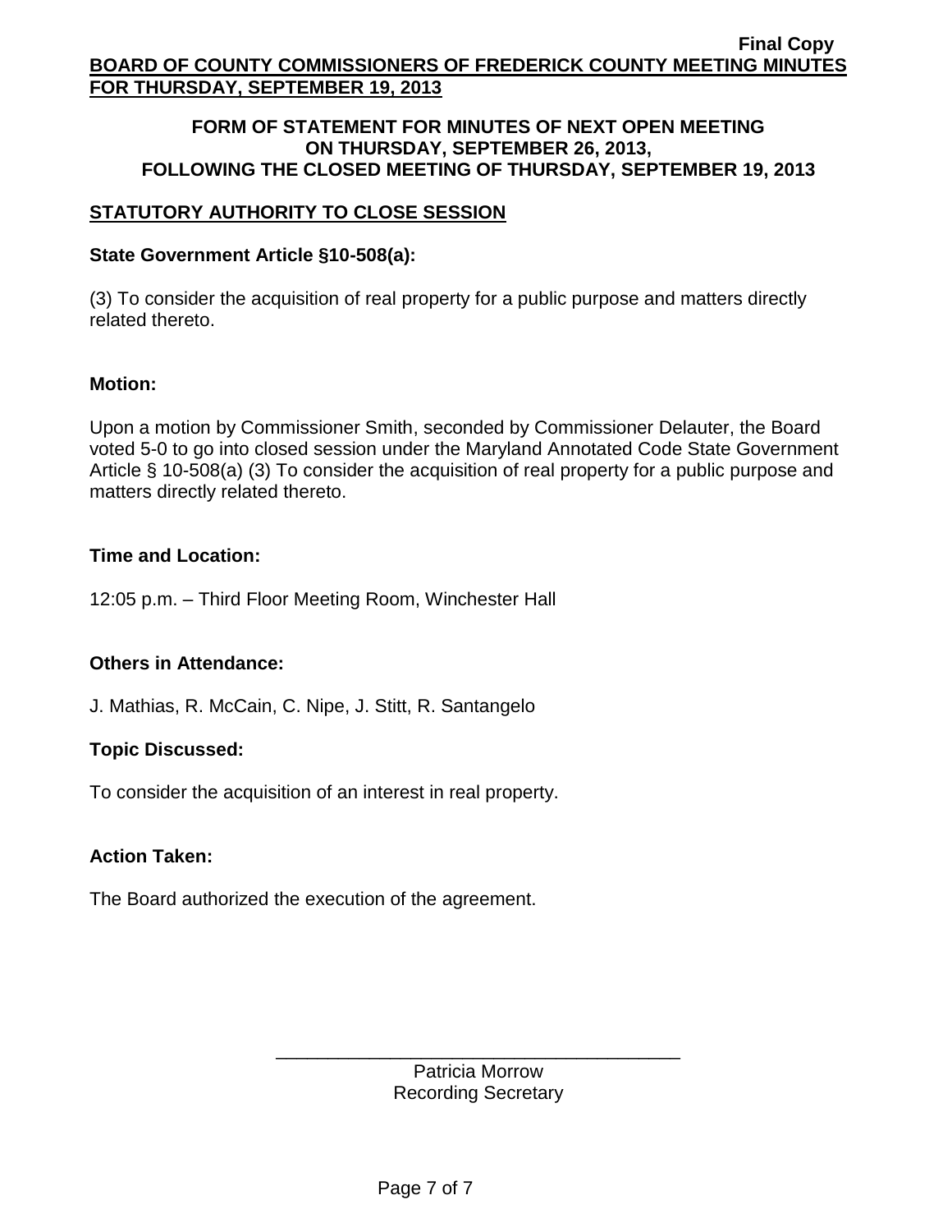**FORM OF STATEMENT FOR MINUTES OF NEXT OPEN MEETING ON THURSDAY, SEPTEMBER 26, 2013, FOLLOWING THE CLOSED MEETING OF THURSDAY, SEPTEMBER 19, 2013**

## STATUTORY AUTHORITY TO CLOSE SESSION

**State Government Article §10-508(a):**

(3) To consider the acquisition of real property for a public purpose and matters directly related thereto.

**Motion:**

Upon a motion by Commissioner Smith, seconded by Commissioner Delauter, the Board voted 5-0 to go into closed session under the Maryland Annotated Code State Government Article § 10-508(a) (3) To consider the acquisition of real property for a public purpose and matters directly related thereto.

**Time and Location:**

12:05 p.m. – Third Floor Meeting Room, Winchester Hall

**Others in Attendance:**

J. Mathias, R. McCain, C. Nipe, J. Stitt, R. Santangelo

**Topic Discussed:**

To consider the acquisition of an interest in real property.

**Action Taken:**

The Board authorized the execution of the agreement.

\_\_\_\_\_\_\_\_\_\_\_\_\_\_\_\_\_\_\_\_\_\_\_\_\_\_\_\_\_\_\_\_\_\_\_\_\_\_\_\_

Patricia Morrow
Recording Secretary